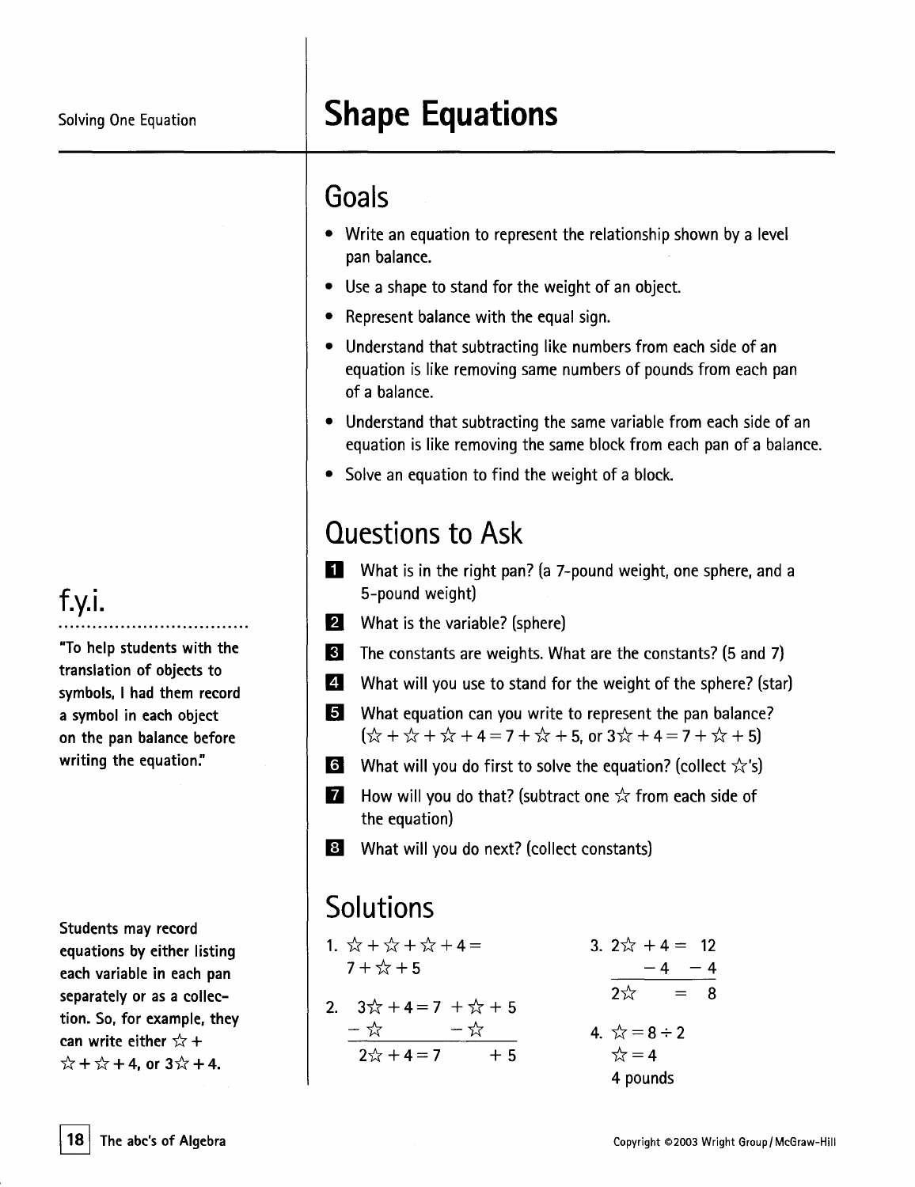Solving One Equation

# Shape Equations

## Goals

- Write an equation to represent the relationship shown by a level pan balance.
- Use a shape to stand for the weight of an object.
- Represent balance with the equal sign.
- Understand that subtracting like numbers from each side of an equation is like removing same numbers of pounds from each pan of a balance.
- Understand that subtracting the same variable from each side of an equation is like removing the same block from each pan of a balance.
- Solve an equation to find the weight of a block.

## Questions to Ask

**1** What is in the right pan? (a 7-pound weight, one sphere, and a 5-pound weight)

**2** What is the variable? (sphere)

**3** The constants are weights. What are the constants? (5 and 7)

**4** What will you use to stand for the weight of the sphere? (star)

**5** What equation can you write to represent the pan balance? (☆ + ☆ + ☆ + 4 = 7 + ☆ + 5, or 3☆ + 4 = 7 + ☆ + 5)

**6** What will you do first to solve the equation? (collect ☆'s)

**7** How will you do that? (subtract one ☆ from each side of the equation)

**8** What will you do next? (collect constants)

## Solutions

1. ☆ + ☆ + ☆ + 4 =
   7 + ☆ + 5

2. 3☆ + 4 = 7 + ☆ + 5
   − ☆ &nbsp;&nbsp;&nbsp;&nbsp;&nbsp; − ☆
   2☆ + 4 = 7 &nbsp;&nbsp;&nbsp; + 5

3. 2☆ + 4 = 12
   &nbsp;&nbsp;&nbsp;&nbsp;&nbsp; − 4 &nbsp; − 4
   2☆ &nbsp;&nbsp;&nbsp;&nbsp; = 8

4. ☆ = 8 ÷ 2
   ☆ = 4
   4 pounds

## f.y.i.

"To help students with the translation of objects to symbols, I had them record a symbol in each object on the pan balance before writing the equation."

**Students may record equations by either listing each variable in each pan separately or as a collection. So, for example, they can write either ☆ + ☆ + ☆ + 4, or 3☆ + 4.**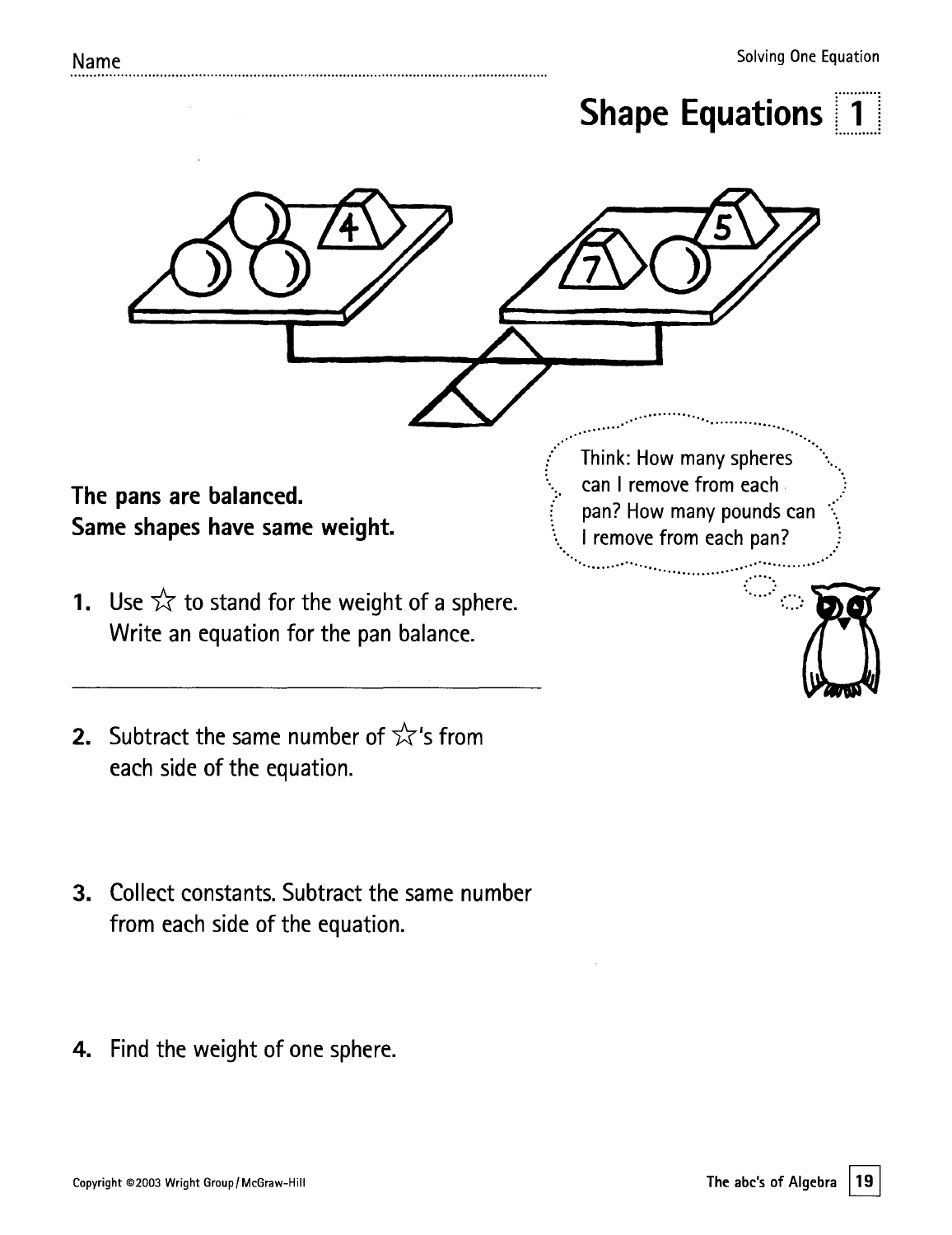Name

# Shape Equations 1

Think: How many spheres can I remove from each pan? How many pounds can I remove from each pan?

**The pans are balanced.**
**Same shapes have same weight.**

1. Use ☆ to stand for the weight of a sphere. Write an equation for the pan balance.

______________________________________

2. Subtract the same number of ☆'s from each side of the equation.

3. Collect constants. Subtract the same number from each side of the equation.

4. Find the weight of one sphere.

Copyright ©2003 Wright Group / McGraw-Hill

The abc's of Algebra